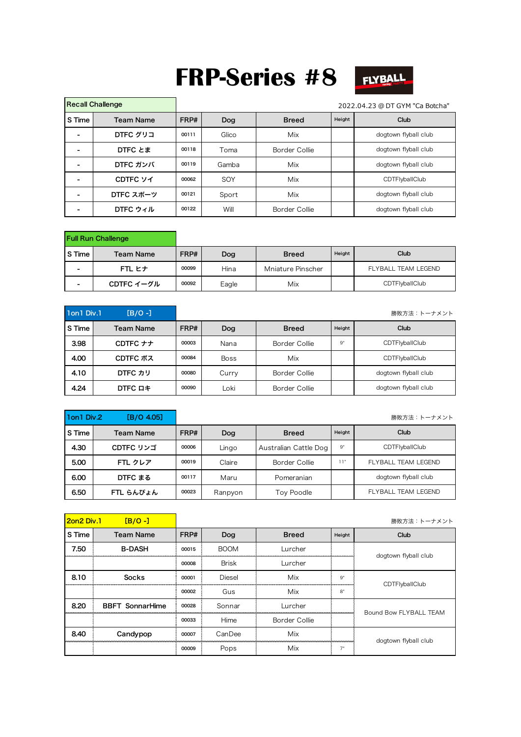# FRP-Series #8

FLYBALL

## Recall Challenge

2022.04.23 @ DT GYM "Ca Botcha"

| S Time | Team Name | FRP# | Dog | Breed | Height | Club |
|---|---|---|---|---|---|---|
| - | DTFC グリコ | 00111 | Glico | Mix | | dogtown flyball club |
| - | DTFC とま | 00118 | Toma | Border Collie | | dogtown flyball club |
| - | DTFC ガンバ | 00119 | Gamba | Mix | | dogtown flyball club |
| - | CDTFC ソイ | 00062 | SOY | Mix | | CDTFlyballClub |
| - | DTFC スポーツ | 00121 | Sport | Mix | | dogtown flyball club |
| - | DTFC ウィル | 00122 | Will | Border Collie | | dogtown flyball club |

## Full Run Challenge

| S Time | Team Name | FRP# | Dog | Breed | Height | Club |
|---|---|---|---|---|---|---|
| - | FTL ヒナ | 00099 | Hina | Mniature Pinscher | | FLYBALL TEAM LEGEND |
| - | CDTFC イーグル | 00092 | Eagle | Mix | | CDTFlyballClub |

## 1on1 Div.1 [B/O -]

勝敗方法：トーナメント

| S Time | Team Name | FRP# | Dog | Breed | Height | Club |
|---|---|---|---|---|---|---|
| 3.98 | CDTFC ナナ | 00003 | Nana | Border Collie | 9" | CDTFlyballClub |
| 4.00 | CDTFC ボス | 00084 | Boss | Mix | | CDTFlyballClub |
| 4.10 | DTFC カリ | 00080 | Curry | Border Collie | | dogtown flyball club |
| 4.24 | DTFC ロキ | 00090 | Loki | Border Collie | | dogtown flyball club |

## 1on1 Div.2 [B/O 4.05]

勝敗方法：トーナメント

| S Time | Team Name | FRP# | Dog | Breed | Height | Club |
|---|---|---|---|---|---|---|
| 4.30 | CDTFC リンゴ | 00006 | Lingo | Australian Cattle Dog | 9" | CDTFlyballClub |
| 5.00 | FTL クレア | 00019 | Claire | Border Collie | 11" | FLYBALL TEAM LEGEND |
| 6.00 | DTFC まる | 00117 | Maru | Pomeranian | | dogtown flyball club |
| 6.50 | FTL らんぴょん | 00023 | Ranpyon | Toy Poodle | | FLYBALL TEAM LEGEND |

## 2on2 Div.1 [B/O -]

勝敗方法：トーナメント

| S Time | Team Name | FRP# | Dog | Breed | Height | Club |
|---|---|---|---|---|---|---|
| 7.50 | B-DASH | 00015 | BOOM | Lurcher | | dogtown flyball club |
| | | 00008 | Brisk | Lurcher | | |
| 8.10 | Socks | 00001 | Diesel | Mix | 9" | CDTFlyballClub |
| | | 00002 | Gus | Mix | 8" | |
| 8.20 | BBFT SonnarHime | 00028 | Sonnar | Lurcher | | Bound Bow FLYBALL TEAM |
| | | 00033 | Hime | Border Collie | | |
| 8.40 | Candypop | 00007 | CanDee | Mix | | dogtown flyball club |
| | | 00009 | Pops | Mix | 7" | |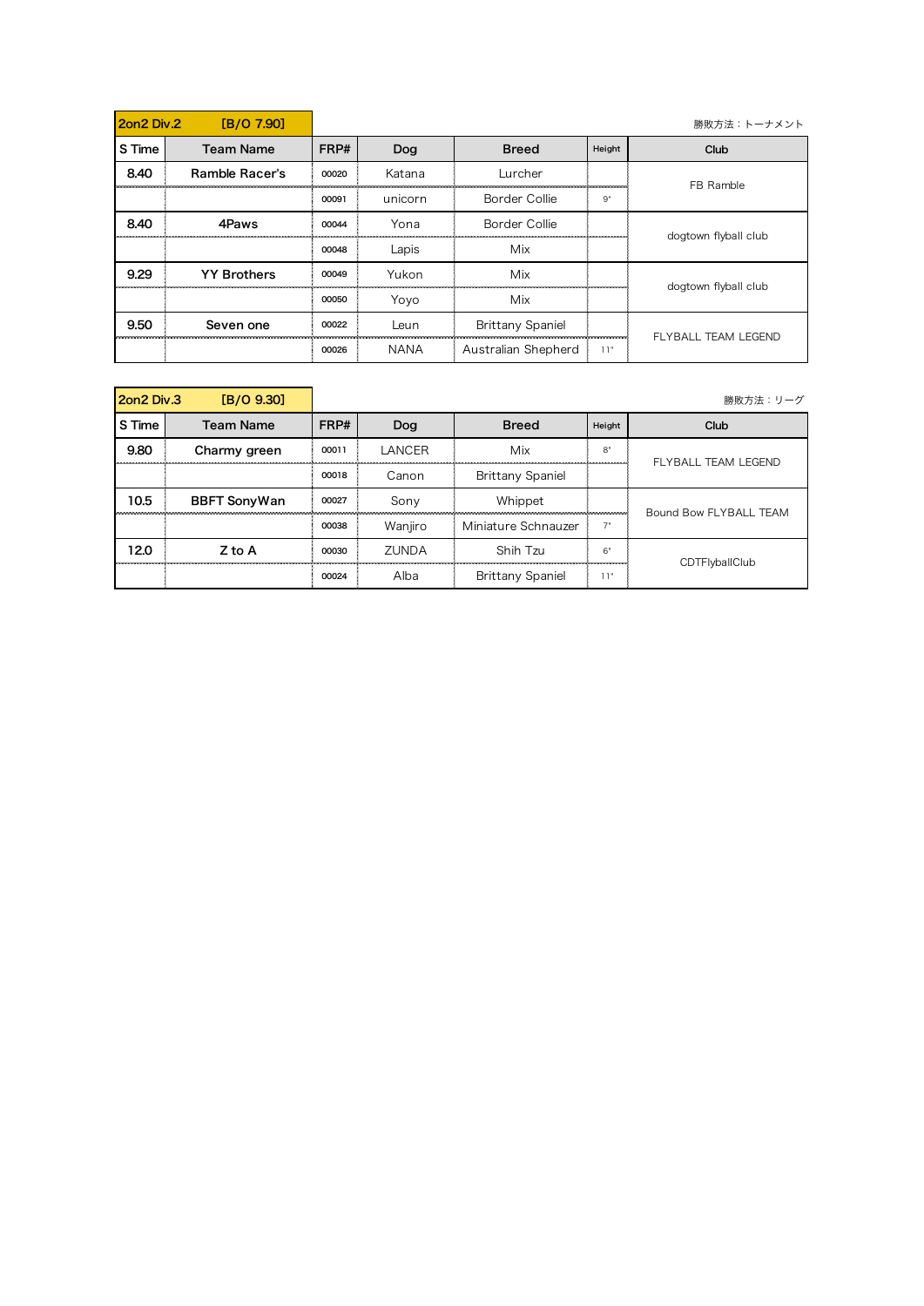## 2on2 Div.2 [B/O 7.90]

勝敗方法：トーナメント

| S Time | Team Name | FRP# | Dog | Breed | Height | Club |
|---|---|---|---|---|---|---|
| 8.40 | Ramble Racer's | 00020 | Katana | Lurcher | | FB Ramble |
| | | 00091 | unicorn | Border Collie | 9" | |
| 8.40 | 4Paws | 00044 | Yona | Border Collie | | dogtown flyball club |
| | | 00048 | Lapis | Mix | | |
| 9.29 | YY Brothers | 00049 | Yukon | Mix | | dogtown flyball club |
| | | 00050 | Yoyo | Mix | | |
| 9.50 | Seven one | 00022 | Leun | Brittany Spaniel | | FLYBALL TEAM LEGEND |
| | | 00026 | NANA | Australian Shepherd | 11" | |

## 2on2 Div.3 [B/O 9.30]

勝敗方法：リーグ

| S Time | Team Name | FRP# | Dog | Breed | Height | Club |
|---|---|---|---|---|---|---|
| 9.80 | Charmy green | 00011 | LANCER | Mix | 8" | FLYBALL TEAM LEGEND |
| | | 00018 | Canon | Brittany Spaniel | | |
| 10.5 | BBFT SonyWan | 00027 | Sony | Whippet | | Bound Bow FLYBALL TEAM |
| | | 00038 | Wanjiro | Miniature Schnauzer | 7" | |
| 12.0 | Z to A | 00030 | ZUNDA | Shih Tzu | 6" | CDTFlyballClub |
| | | 00024 | Alba | Brittany Spaniel | 11" | |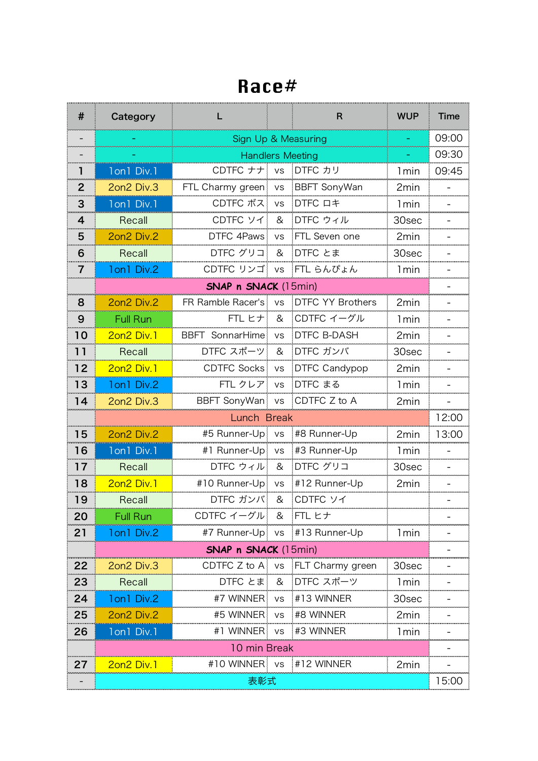# Race#

| # | Category | L | | R | WUP | Time |
|---|---|---|---|---|---|---|
| - | - | Sign Up & Measuring | | | - | 09:00 |
| - | - | Handlers Meeting | | | - | 09:30 |
| 1 | 1on1 Div.1 | CDTFC ナナ | vs | DTFC カリ | 1min | 09:45 |
| 2 | 2on2 Div.3 | FTL Charmy green | vs | BBFT SonyWan | 2min | - |
| 3 | 1on1 Div.1 | CDTFC ボス | vs | DTFC ロキ | 1min | - |
| 4 | Recall | CDTFC ソイ | & | DTFC ウィル | 30sec | - |
| 5 | 2on2 Div.2 | DTFC 4Paws | vs | FTL Seven one | 2min | - |
| 6 | Recall | DTFC グリコ | & | DTFC とま | 30sec | - |
| 7 | 1on1 Div.2 | CDTFC リンゴ | vs | FTL らんぴょん | 1min | - |
| | **SNAP n SNACK** (15min) | | | | | - |
| 8 | 2on2 Div.2 | FR Ramble Racer's | vs | DTFC YY Brothers | 2min | - |
| 9 | Full Run | FTL ヒナ | & | CDTFC イーグル | 1min | - |
| 10 | 2on2 Div.1 | BBFT SonnarHime | vs | DTFC B-DASH | 2min | - |
| 11 | Recall | DTFC スポーツ | & | DTFC ガンバ | 30sec | - |
| 12 | 2on2 Div.1 | CDTFC Socks | vs | DTFC Candypop | 2min | - |
| 13 | 1on1 Div.2 | FTL クレア | vs | DTFC まる | 1min | - |
| 14 | 2on2 Div.3 | BBFT SonyWan | vs | CDTFC Z to A | 2min | - |
| | Lunch Break | | | | | 12:00 |
| 15 | 2on2 Div.2 | #5 Runner-Up | vs | #8 Runner-Up | 2min | 13:00 |
| 16 | 1on1 Div.1 | #1 Runner-Up | vs | #3 Runner-Up | 1min | - |
| 17 | Recall | DTFC ウィル | & | DTFC グリコ | 30sec | - |
| 18 | 2on2 Div.1 | #10 Runner-Up | vs | #12 Runner-Up | 2min | - |
| 19 | Recall | DTFC ガンバ | & | CDTFC ソイ | | - |
| 20 | Full Run | CDTFC イーグル | & | FTL ヒナ | | - |
| 21 | 1on1 Div.2 | #7 Runner-Up | vs | #13 Runner-Up | 1min | - |
| | **SNAP n SNACK** (15min) | | | | | - |
| 22 | 2on2 Div.3 | CDTFC Z to A | vs | FLT Charmy green | 30sec | - |
| 23 | Recall | DTFC とま | & | DTFC スポーツ | 1min | - |
| 24 | 1on1 Div.2 | #7 WINNER | vs | #13 WINNER | 30sec | - |
| 25 | 2on2 Div.2 | #5 WINNER | vs | #8 WINNER | 2min | - |
| 26 | 1on1 Div.1 | #1 WINNER | vs | #3 WINNER | 1min | - |
| | 10 min Break | | | | | - |
| 27 | 2on2 Div.1 | #10 WINNER | vs | #12 WINNER | 2min | - |
| - | 表彰式 | | | | | 15:00 |